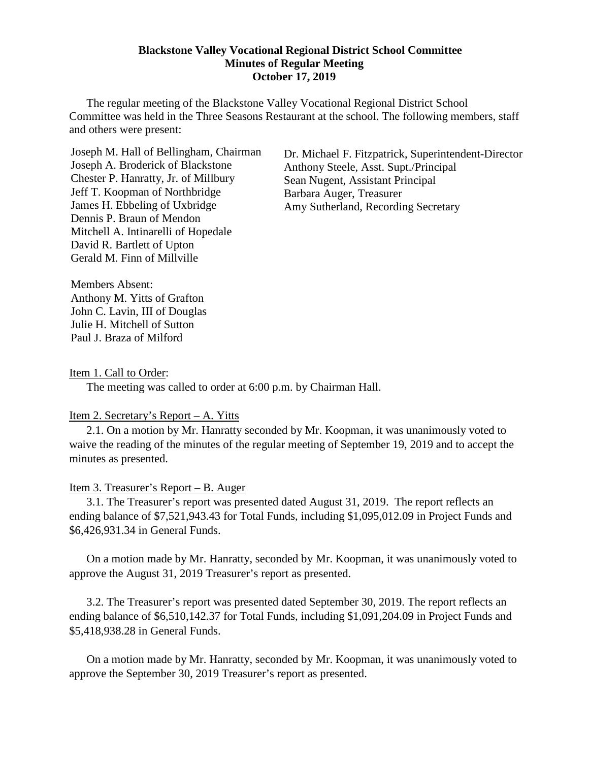**Blackstone Valley Vocational Regional District School Committee**
**Minutes of Regular Meeting**
**October 17, 2019**

The regular meeting of the Blackstone Valley Vocational Regional District School Committee was held in the Three Seasons Restaurant at the school. The following members, staff and others were present:

Joseph M. Hall of Bellingham, Chairman
Joseph A. Broderick of Blackstone
Chester P. Hanratty, Jr. of Millbury
Jeff T. Koopman of Northbridge
James H. Ebbeling of Uxbridge
Dennis P. Braun of Mendon
Mitchell A. Intinarelli of Hopedale
David R. Bartlett of Upton
Gerald M. Finn of Millville

Dr. Michael F. Fitzpatrick, Superintendent-Director
Anthony Steele, Asst. Supt./Principal
Sean Nugent, Assistant Principal
Barbara Auger, Treasurer
Amy Sutherland, Recording Secretary

Members Absent:
Anthony M. Yitts of Grafton
John C. Lavin, III of Douglas
Julie H. Mitchell of Sutton
Paul J. Braza of Milford

Item 1. Call to Order:

The meeting was called to order at 6:00 p.m. by Chairman Hall.

Item 2. Secretary's Report – A. Yitts

2.1. On a motion by Mr. Hanratty seconded by Mr. Koopman, it was unanimously voted to waive the reading of the minutes of the regular meeting of September 19, 2019 and to accept the minutes as presented.

Item 3. Treasurer's Report – B. Auger

3.1. The Treasurer's report was presented dated August 31, 2019. The report reflects an ending balance of $7,521,943.43 for Total Funds, including $1,095,012.09 in Project Funds and $6,426,931.34 in General Funds.

On a motion made by Mr. Hanratty, seconded by Mr. Koopman, it was unanimously voted to approve the August 31, 2019 Treasurer's report as presented.

3.2. The Treasurer's report was presented dated September 30, 2019. The report reflects an ending balance of $6,510,142.37 for Total Funds, including $1,091,204.09 in Project Funds and $5,418,938.28 in General Funds.

On a motion made by Mr. Hanratty, seconded by Mr. Koopman, it was unanimously voted to approve the September 30, 2019 Treasurer's report as presented.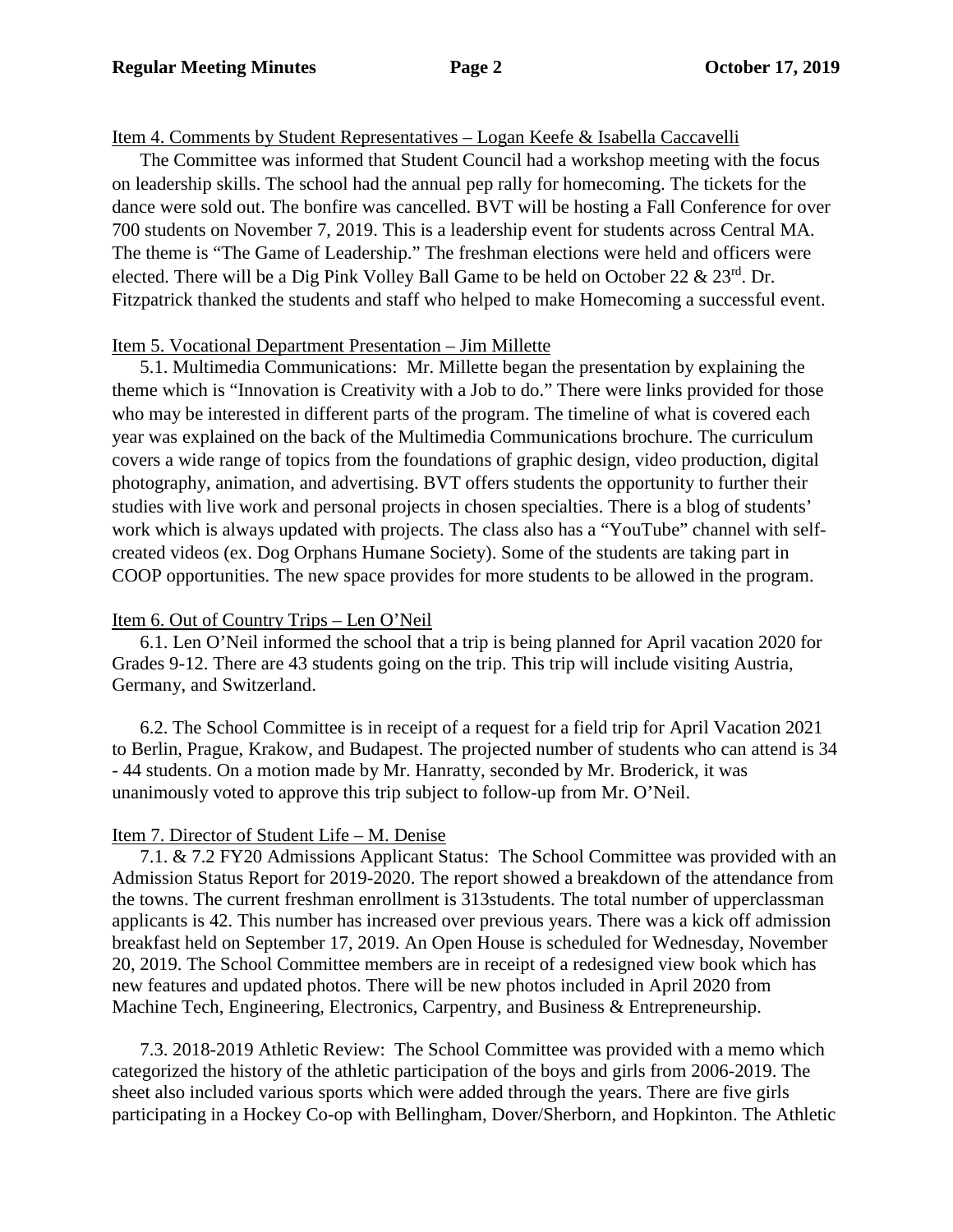Item 4. Comments by Student Representatives – Logan Keefe & Isabella Caccavelli

The Committee was informed that Student Council had a workshop meeting with the focus on leadership skills. The school had the annual pep rally for homecoming. The tickets for the dance were sold out. The bonfire was cancelled. BVT will be hosting a Fall Conference for over 700 students on November 7, 2019. This is a leadership event for students across Central MA. The theme is "The Game of Leadership." The freshman elections were held and officers were elected. There will be a Dig Pink Volley Ball Game to be held on October 22 & 23rd. Dr. Fitzpatrick thanked the students and staff who helped to make Homecoming a successful event.

Item 5. Vocational Department Presentation – Jim Millette

5.1. Multimedia Communications: Mr. Millette began the presentation by explaining the theme which is "Innovation is Creativity with a Job to do." There were links provided for those who may be interested in different parts of the program. The timeline of what is covered each year was explained on the back of the Multimedia Communications brochure. The curriculum covers a wide range of topics from the foundations of graphic design, video production, digital photography, animation, and advertising. BVT offers students the opportunity to further their studies with live work and personal projects in chosen specialties. There is a blog of students' work which is always updated with projects. The class also has a "YouTube" channel with self-created videos (ex. Dog Orphans Humane Society). Some of the students are taking part in COOP opportunities. The new space provides for more students to be allowed in the program.

Item 6. Out of Country Trips – Len O'Neil

6.1. Len O'Neil informed the school that a trip is being planned for April vacation 2020 for Grades 9-12. There are 43 students going on the trip. This trip will include visiting Austria, Germany, and Switzerland.

6.2. The School Committee is in receipt of a request for a field trip for April Vacation 2021 to Berlin, Prague, Krakow, and Budapest. The projected number of students who can attend is 34 - 44 students. On a motion made by Mr. Hanratty, seconded by Mr. Broderick, it was unanimously voted to approve this trip subject to follow-up from Mr. O'Neil.

Item 7. Director of Student Life – M. Denise

7.1. & 7.2 FY20 Admissions Applicant Status: The School Committee was provided with an Admission Status Report for 2019-2020. The report showed a breakdown of the attendance from the towns. The current freshman enrollment is 313students. The total number of upperclassman applicants is 42. This number has increased over previous years. There was a kick off admission breakfast held on September 17, 2019. An Open House is scheduled for Wednesday, November 20, 2019. The School Committee members are in receipt of a redesigned view book which has new features and updated photos. There will be new photos included in April 2020 from Machine Tech, Engineering, Electronics, Carpentry, and Business & Entrepreneurship.

7.3. 2018-2019 Athletic Review: The School Committee was provided with a memo which categorized the history of the athletic participation of the boys and girls from 2006-2019. The sheet also included various sports which were added through the years. There are five girls participating in a Hockey Co-op with Bellingham, Dover/Sherborn, and Hopkinton. The Athletic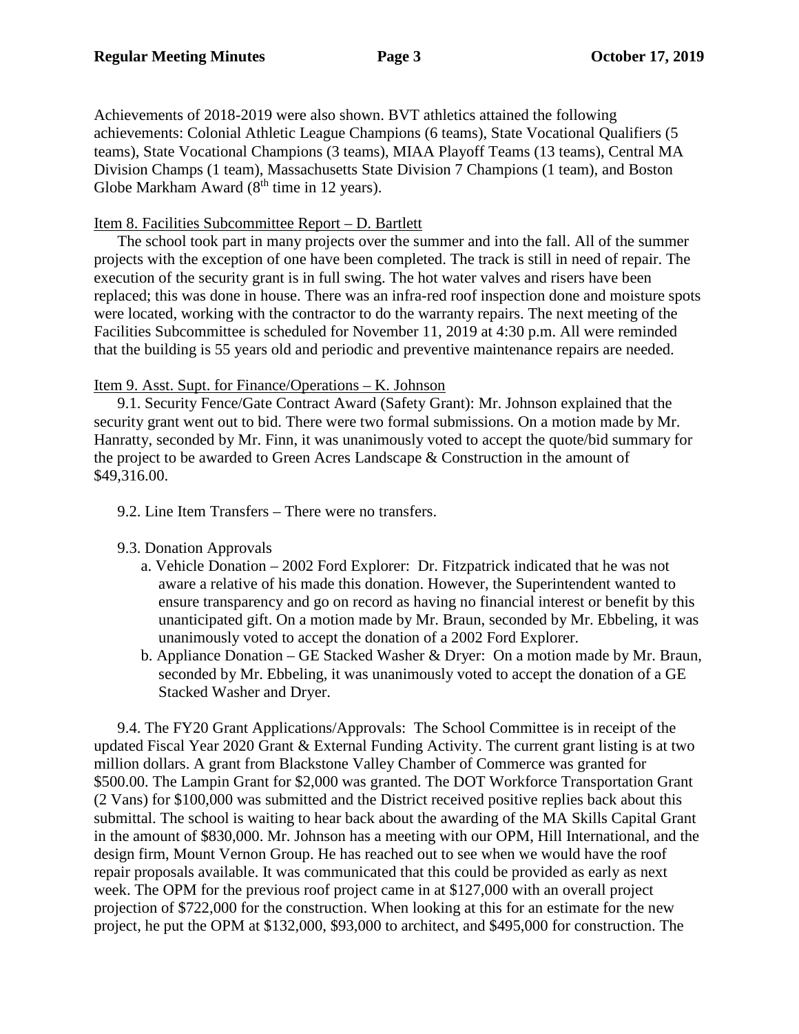Achievements of 2018-2019 were also shown. BVT athletics attained the following achievements: Colonial Athletic League Champions (6 teams), State Vocational Qualifiers (5 teams), State Vocational Champions (3 teams), MIAA Playoff Teams (13 teams), Central MA Division Champs (1 team), Massachusetts State Division 7 Champions (1 team), and Boston Globe Markham Award (8th time in 12 years).

Item 8. Facilities Subcommittee Report – D. Bartlett

The school took part in many projects over the summer and into the fall. All of the summer projects with the exception of one have been completed. The track is still in need of repair. The execution of the security grant is in full swing. The hot water valves and risers have been replaced; this was done in house. There was an infra-red roof inspection done and moisture spots were located, working with the contractor to do the warranty repairs. The next meeting of the Facilities Subcommittee is scheduled for November 11, 2019 at 4:30 p.m. All were reminded that the building is 55 years old and periodic and preventive maintenance repairs are needed.

Item 9. Asst. Supt. for Finance/Operations – K. Johnson

9.1. Security Fence/Gate Contract Award (Safety Grant): Mr. Johnson explained that the security grant went out to bid. There were two formal submissions. On a motion made by Mr. Hanratty, seconded by Mr. Finn, it was unanimously voted to accept the quote/bid summary for the project to be awarded to Green Acres Landscape & Construction in the amount of $49,316.00.

9.2. Line Item Transfers – There were no transfers.

9.3. Donation Approvals

a. Vehicle Donation – 2002 Ford Explorer: Dr. Fitzpatrick indicated that he was not aware a relative of his made this donation. However, the Superintendent wanted to ensure transparency and go on record as having no financial interest or benefit by this unanticipated gift. On a motion made by Mr. Braun, seconded by Mr. Ebbeling, it was unanimously voted to accept the donation of a 2002 Ford Explorer.

b. Appliance Donation – GE Stacked Washer & Dryer: On a motion made by Mr. Braun, seconded by Mr. Ebbeling, it was unanimously voted to accept the donation of a GE Stacked Washer and Dryer.

9.4. The FY20 Grant Applications/Approvals: The School Committee is in receipt of the updated Fiscal Year 2020 Grant & External Funding Activity. The current grant listing is at two million dollars. A grant from Blackstone Valley Chamber of Commerce was granted for $500.00. The Lampin Grant for $2,000 was granted. The DOT Workforce Transportation Grant (2 Vans) for $100,000 was submitted and the District received positive replies back about this submittal. The school is waiting to hear back about the awarding of the MA Skills Capital Grant in the amount of $830,000. Mr. Johnson has a meeting with our OPM, Hill International, and the design firm, Mount Vernon Group. He has reached out to see when we would have the roof repair proposals available. It was communicated that this could be provided as early as next week. The OPM for the previous roof project came in at $127,000 with an overall project projection of $722,000 for the construction. When looking at this for an estimate for the new project, he put the OPM at $132,000, $93,000 to architect, and $495,000 for construction. The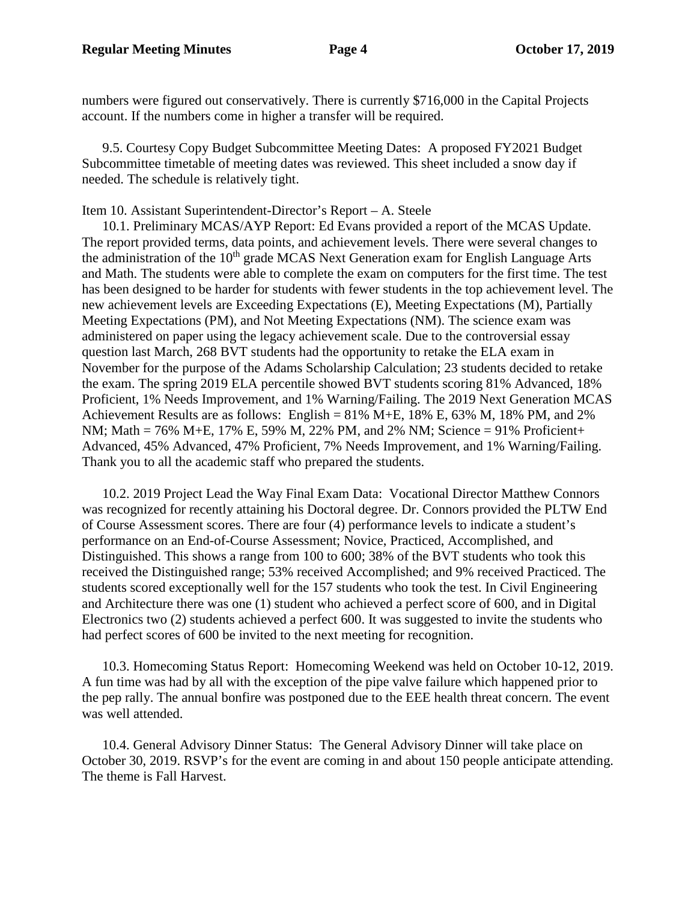numbers were figured out conservatively. There is currently $716,000 in the Capital Projects account. If the numbers come in higher a transfer will be required.

9.5. Courtesy Copy Budget Subcommittee Meeting Dates: A proposed FY2021 Budget Subcommittee timetable of meeting dates was reviewed. This sheet included a snow day if needed. The schedule is relatively tight.

Item 10. Assistant Superintendent-Director's Report – A. Steele

10.1. Preliminary MCAS/AYP Report: Ed Evans provided a report of the MCAS Update. The report provided terms, data points, and achievement levels. There were several changes to the administration of the 10th grade MCAS Next Generation exam for English Language Arts and Math. The students were able to complete the exam on computers for the first time. The test has been designed to be harder for students with fewer students in the top achievement level. The new achievement levels are Exceeding Expectations (E), Meeting Expectations (M), Partially Meeting Expectations (PM), and Not Meeting Expectations (NM). The science exam was administered on paper using the legacy achievement scale. Due to the controversial essay question last March, 268 BVT students had the opportunity to retake the ELA exam in November for the purpose of the Adams Scholarship Calculation; 23 students decided to retake the exam. The spring 2019 ELA percentile showed BVT students scoring 81% Advanced, 18% Proficient, 1% Needs Improvement, and 1% Warning/Failing. The 2019 Next Generation MCAS Achievement Results are as follows: English = 81% M+E, 18% E, 63% M, 18% PM, and 2% NM; Math = 76% M+E, 17% E, 59% M, 22% PM, and 2% NM; Science = 91% Proficient+ Advanced, 45% Advanced, 47% Proficient, 7% Needs Improvement, and 1% Warning/Failing. Thank you to all the academic staff who prepared the students.

10.2. 2019 Project Lead the Way Final Exam Data: Vocational Director Matthew Connors was recognized for recently attaining his Doctoral degree. Dr. Connors provided the PLTW End of Course Assessment scores. There are four (4) performance levels to indicate a student's performance on an End-of-Course Assessment; Novice, Practiced, Accomplished, and Distinguished. This shows a range from 100 to 600; 38% of the BVT students who took this received the Distinguished range; 53% received Accomplished; and 9% received Practiced. The students scored exceptionally well for the 157 students who took the test. In Civil Engineering and Architecture there was one (1) student who achieved a perfect score of 600, and in Digital Electronics two (2) students achieved a perfect 600. It was suggested to invite the students who had perfect scores of 600 be invited to the next meeting for recognition.

10.3. Homecoming Status Report: Homecoming Weekend was held on October 10-12, 2019. A fun time was had by all with the exception of the pipe valve failure which happened prior to the pep rally. The annual bonfire was postponed due to the EEE health threat concern. The event was well attended.

10.4. General Advisory Dinner Status: The General Advisory Dinner will take place on October 30, 2019. RSVP's for the event are coming in and about 150 people anticipate attending. The theme is Fall Harvest.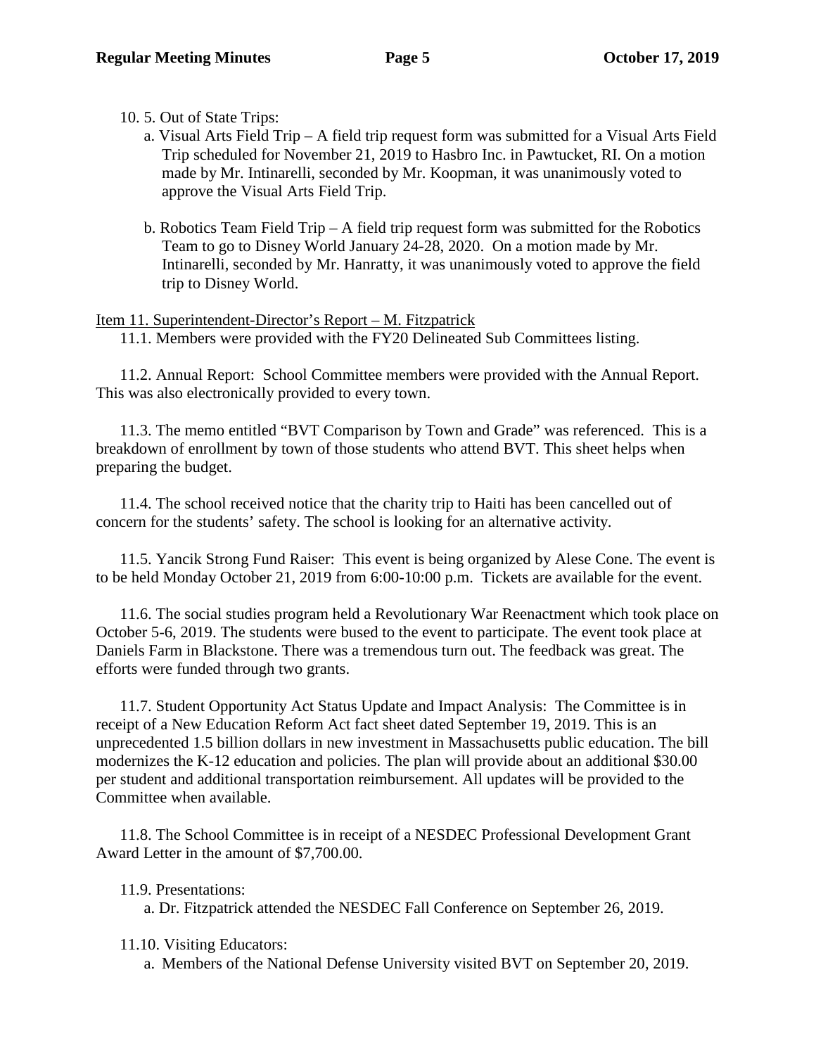10. 5. Out of State Trips:

a. Visual Arts Field Trip – A field trip request form was submitted for a Visual Arts Field Trip scheduled for November 21, 2019 to Hasbro Inc. in Pawtucket, RI. On a motion made by Mr. Intinarelli, seconded by Mr. Koopman, it was unanimously voted to approve the Visual Arts Field Trip.

b. Robotics Team Field Trip – A field trip request form was submitted for the Robotics Team to go to Disney World January 24-28, 2020. On a motion made by Mr. Intinarelli, seconded by Mr. Hanratty, it was unanimously voted to approve the field trip to Disney World.

Item 11. Superintendent-Director's Report – M. Fitzpatrick

11.1. Members were provided with the FY20 Delineated Sub Committees listing.

11.2. Annual Report: School Committee members were provided with the Annual Report. This was also electronically provided to every town.

11.3. The memo entitled "BVT Comparison by Town and Grade" was referenced. This is a breakdown of enrollment by town of those students who attend BVT. This sheet helps when preparing the budget.

11.4. The school received notice that the charity trip to Haiti has been cancelled out of concern for the students' safety. The school is looking for an alternative activity.

11.5. Yancik Strong Fund Raiser: This event is being organized by Alese Cone. The event is to be held Monday October 21, 2019 from 6:00-10:00 p.m. Tickets are available for the event.

11.6. The social studies program held a Revolutionary War Reenactment which took place on October 5-6, 2019. The students were bused to the event to participate. The event took place at Daniels Farm in Blackstone. There was a tremendous turn out. The feedback was great. The efforts were funded through two grants.

11.7. Student Opportunity Act Status Update and Impact Analysis: The Committee is in receipt of a New Education Reform Act fact sheet dated September 19, 2019. This is an unprecedented 1.5 billion dollars in new investment in Massachusetts public education. The bill modernizes the K-12 education and policies. The plan will provide about an additional $30.00 per student and additional transportation reimbursement. All updates will be provided to the Committee when available.

11.8. The School Committee is in receipt of a NESDEC Professional Development Grant Award Letter in the amount of $7,700.00.

11.9. Presentations:

a. Dr. Fitzpatrick attended the NESDEC Fall Conference on September 26, 2019.

11.10. Visiting Educators:

a. Members of the National Defense University visited BVT on September 20, 2019.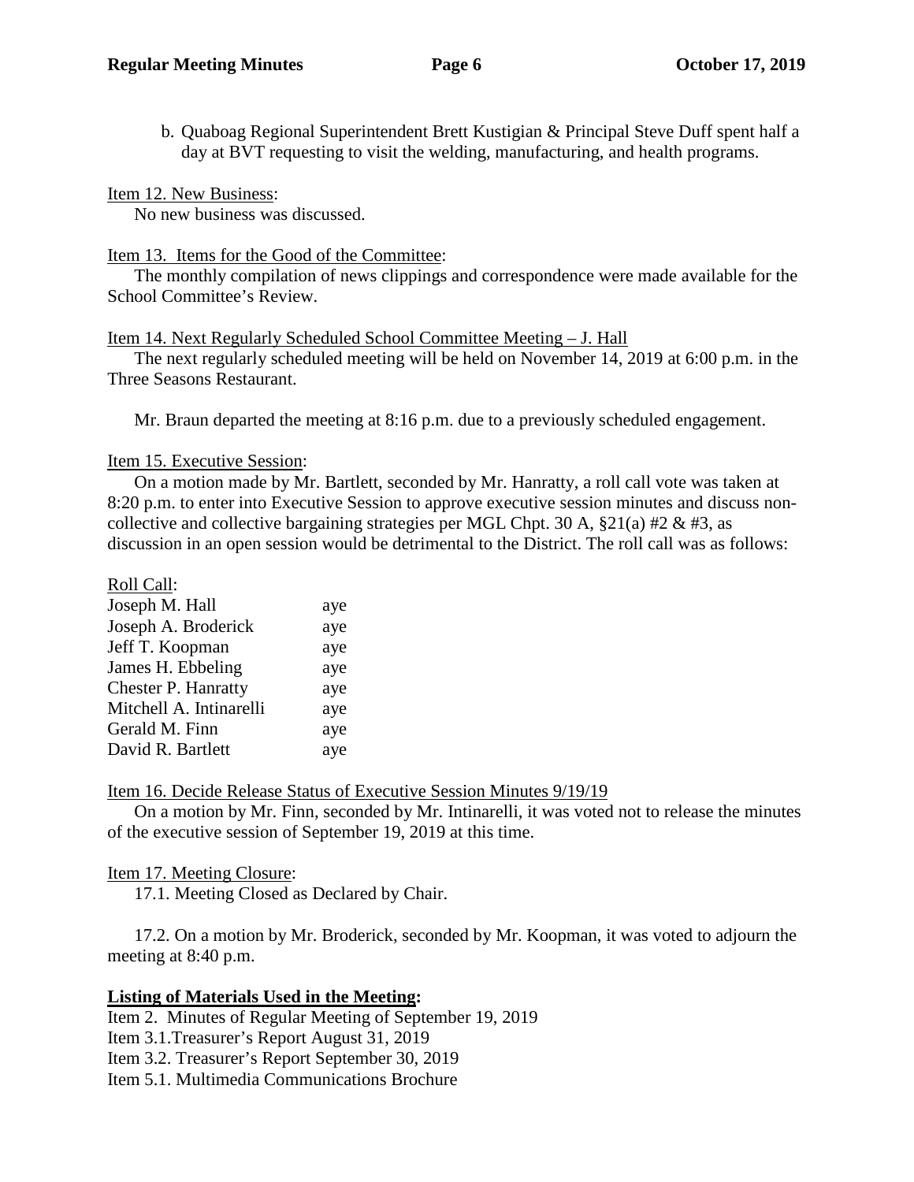b. Quaboag Regional Superintendent Brett Kustigian & Principal Steve Duff spent half a day at BVT requesting to visit the welding, manufacturing, and health programs.

Item 12. New Business:

No new business was discussed.

Item 13. Items for the Good of the Committee:

The monthly compilation of news clippings and correspondence were made available for the School Committee's Review.

Item 14. Next Regularly Scheduled School Committee Meeting – J. Hall

The next regularly scheduled meeting will be held on November 14, 2019 at 6:00 p.m. in the Three Seasons Restaurant.

Mr. Braun departed the meeting at 8:16 p.m. due to a previously scheduled engagement.

Item 15. Executive Session:

On a motion made by Mr. Bartlett, seconded by Mr. Hanratty, a roll call vote was taken at 8:20 p.m. to enter into Executive Session to approve executive session minutes and discuss non-collective and collective bargaining strategies per MGL Chpt. 30 A, §21(a) #2 & #3, as discussion in an open session would be detrimental to the District. The roll call was as follows:

Roll Call:

| | |
|---|---|
| Joseph M. Hall | aye |
| Joseph A. Broderick | aye |
| Jeff T. Koopman | aye |
| James H. Ebbeling | aye |
| Chester P. Hanratty | aye |
| Mitchell A. Intinarelli | aye |
| Gerald M. Finn | aye |
| David R. Bartlett | aye |

Item 16. Decide Release Status of Executive Session Minutes 9/19/19

On a motion by Mr. Finn, seconded by Mr. Intinarelli, it was voted not to release the minutes of the executive session of September 19, 2019 at this time.

Item 17. Meeting Closure:

17.1. Meeting Closed as Declared by Chair.

17.2. On a motion by Mr. Broderick, seconded by Mr. Koopman, it was voted to adjourn the meeting at 8:40 p.m.

**Listing of Materials Used in the Meeting:**

Item 2. Minutes of Regular Meeting of September 19, 2019
Item 3.1.Treasurer's Report August 31, 2019
Item 3.2. Treasurer's Report September 30, 2019
Item 5.1. Multimedia Communications Brochure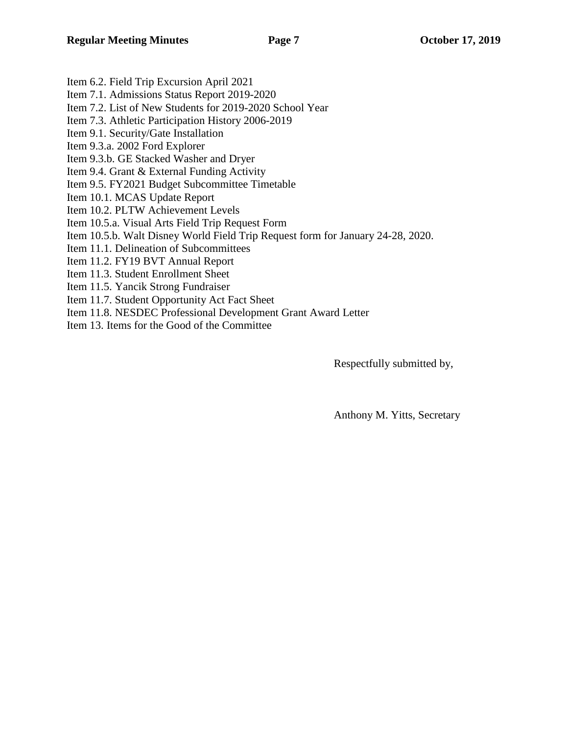Item 6.2. Field Trip Excursion April 2021
Item 7.1. Admissions Status Report 2019-2020
Item 7.2. List of New Students for 2019-2020 School Year
Item 7.3. Athletic Participation History 2006-2019
Item 9.1. Security/Gate Installation
Item 9.3.a. 2002 Ford Explorer
Item 9.3.b. GE Stacked Washer and Dryer
Item 9.4. Grant & External Funding Activity
Item 9.5. FY2021 Budget Subcommittee Timetable
Item 10.1. MCAS Update Report
Item 10.2. PLTW Achievement Levels
Item 10.5.a. Visual Arts Field Trip Request Form
Item 10.5.b. Walt Disney World Field Trip Request form for January 24-28, 2020.
Item 11.1. Delineation of Subcommittees
Item 11.2. FY19 BVT Annual Report
Item 11.3. Student Enrollment Sheet
Item 11.5. Yancik Strong Fundraiser
Item 11.7. Student Opportunity Act Fact Sheet
Item 11.8. NESDEC Professional Development Grant Award Letter
Item 13. Items for the Good of the Committee

Respectfully submitted by,

Anthony M. Yitts, Secretary